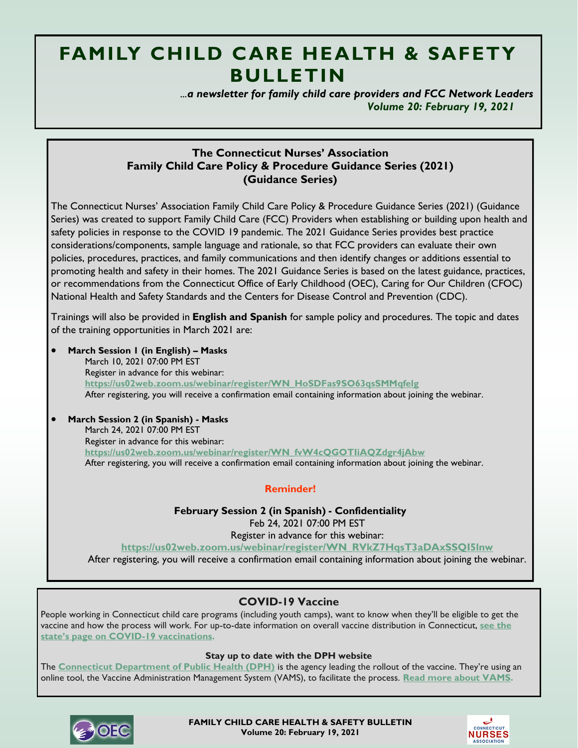# FAMILY CHILD CARE HEALTH & SAFETY BULLETIN

*...a newsletter for family child care providers and FCC Network Leaders*
*Volume 20: February 19, 2021*

## The Connecticut Nurses' Association Family Child Care Policy & Procedure Guidance Series (2021) (Guidance Series)

The Connecticut Nurses' Association Family Child Care Policy & Procedure Guidance Series (2021) (Guidance Series) was created to support Family Child Care (FCC) Providers when establishing or building upon health and safety policies in response to the COVID 19 pandemic. The 2021 Guidance Series provides best practice considerations/components, sample language and rationale, so that FCC providers can evaluate their own policies, procedures, practices, and family communications and then identify changes or additions essential to promoting health and safety in their homes. The 2021 Guidance Series is based on the latest guidance, practices, or recommendations from the Connecticut Office of Early Childhood (OEC), Caring for Our Children (CFOC) National Health and Safety Standards and the Centers for Disease Control and Prevention (CDC).

Trainings will also be provided in **English and Spanish** for sample policy and procedures. The topic and dates of the training opportunities in March 2021 are:

- **March Session 1 (in English) – Masks**
  March 10, 2021 07:00 PM EST
  Register in advance for this webinar:
  **https://us02web.zoom.us/webinar/register/WN_HoSDFas9SO63qsSMMqfelg**
  After registering, you will receive a confirmation email containing information about joining the webinar.

- **March Session 2 (in Spanish) - Masks**
  March 24, 2021 07:00 PM EST
  Register in advance for this webinar:
  **https://us02web.zoom.us/webinar/register/WN_fvW4cQGOTIiAQZdgr4jAbw**
  After registering, you will receive a confirmation email containing information about joining the webinar.

**Reminder!**

**February Session 2 (in Spanish) - Confidentiality**
Feb 24, 2021 07:00 PM EST
Register in advance for this webinar:
**https://us02web.zoom.us/webinar/register/WN_RVkZ7HqsT3aDAxSSQI5lnw**
After registering, you will receive a confirmation email containing information about joining the webinar.

## COVID-19 Vaccine

People working in Connecticut child care programs (including youth camps), want to know when they'll be eligible to get the vaccine and how the process will work. For up-to-date information on overall vaccine distribution in Connecticut, **see the state's page on COVID-19 vaccinations.**

**Stay up to date with the DPH website**

The **Connecticut Department of Public Health (DPH)** is the agency leading the rollout of the vaccine. They're using an online tool, the Vaccine Administration Management System (VAMS), to facilitate the process. **Read more about VAMS.**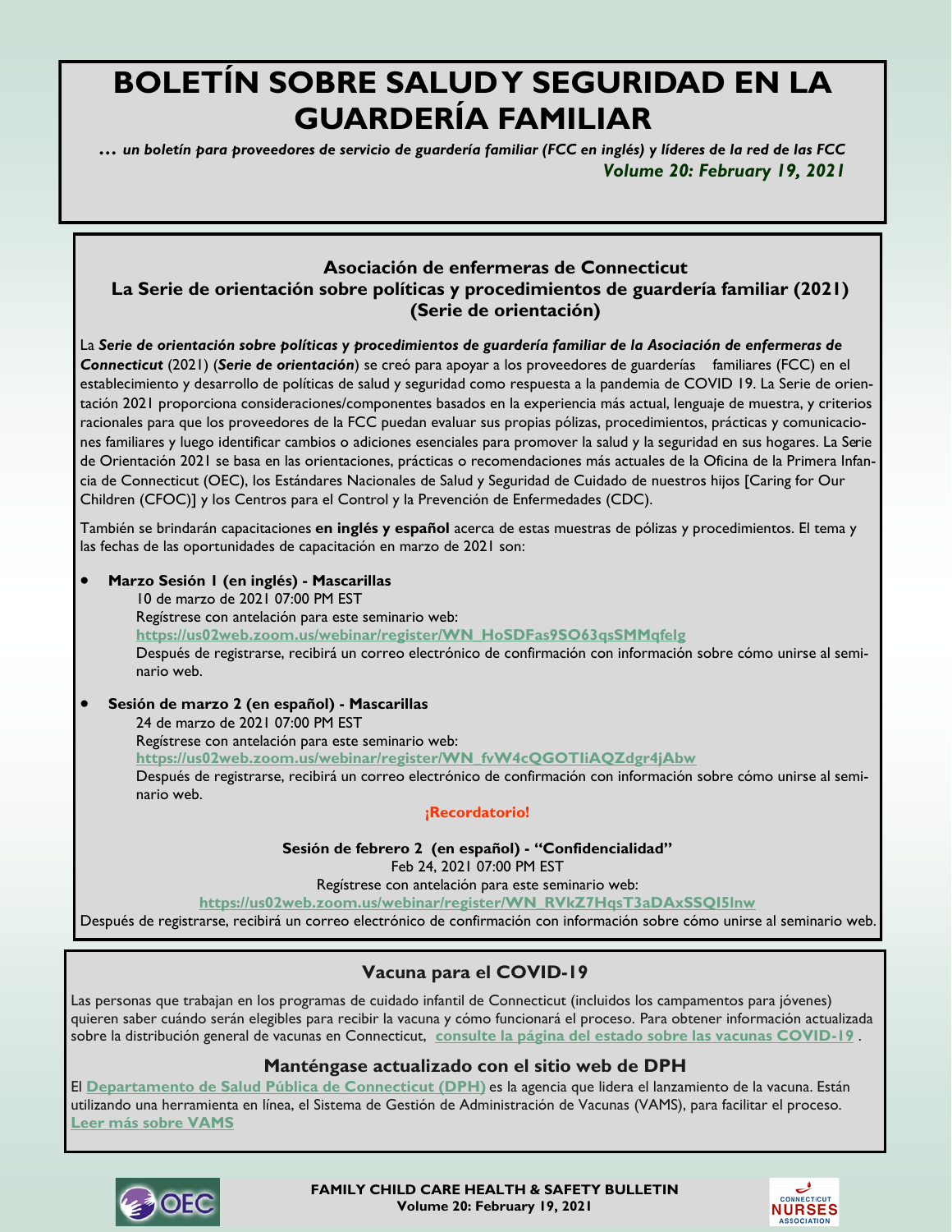# BOLETÍN SOBRE SALUD Y SEGURIDAD EN LA GUARDERÍA FAMILIAR

*… un boletín para proveedores de servicio de guardería familiar (FCC en inglés) y líderes de la red de las FCC*

*Volume 20: February 19, 2021*

## Asociación de enfermeras de Connecticut
## La Serie de orientación sobre políticas y procedimientos de guardería familiar (2021) (Serie de orientación)

La ***Serie de orientación sobre políticas y procedimientos de guardería familiar de la Asociación de enfermeras de Connecticut*** (2021) (***Serie de orientación***) se creó para apoyar a los proveedores de guarderías familiares (FCC) en el establecimiento y desarrollo de políticas de salud y seguridad como respuesta a la pandemia de COVID 19. La Serie de orientación 2021 proporciona consideraciones/componentes basados en la experiencia más actual, lenguaje de muestra, y criterios racionales para que los proveedores de la FCC puedan evaluar sus propias pólizas, procedimientos, prácticas y comunicaciones familiares y luego identificar cambios o adiciones esenciales para promover la salud y la seguridad en sus hogares. La Serie de Orientación 2021 se basa en las orientaciones, prácticas o recomendaciones más actuales de la Oficina de la Primera Infancia de Connecticut (OEC), los Estándares Nacionales de Salud y Seguridad de Cuidado de nuestros hijos [Caring for Our Children (CFOC)] y los Centros para el Control y la Prevención de Enfermedades (CDC).

También se brindarán capacitaciones **en inglés y español** acerca de estas muestras de pólizas y procedimientos. El tema y las fechas de las oportunidades de capacitación en marzo de 2021 son:

- **Marzo Sesión 1 (en inglés) - Mascarillas**
  10 de marzo de 2021 07:00 PM EST
  Regístrese con antelación para este seminario web:
  **https://us02web.zoom.us/webinar/register/WN_HoSDFas9SO63qsSMMqfelg**
  Después de registrarse, recibirá un correo electrónico de confirmación con información sobre cómo unirse al seminario web.

- **Sesión de marzo 2 (en español) - Mascarillas**
  24 de marzo de 2021 07:00 PM EST
  Regístrese con antelación para este seminario web:
  **https://us02web.zoom.us/webinar/register/WN_fvW4cQGOTIiAQZdgr4jAbw**
  Después de registrarse, recibirá un correo electrónico de confirmación con información sobre cómo unirse al seminario web.

**¡Recordatorio!**

**Sesión de febrero 2 (en español) - "Confidencialidad"**
Feb 24, 2021 07:00 PM EST
Regístrese con antelación para este seminario web:
**https://us02web.zoom.us/webinar/register/WN_RVkZ7HqsT3aDAxSSQI5lnw**
Después de registrarse, recibirá un correo electrónico de confirmación con información sobre cómo unirse al seminario web.

## Vacuna para el COVID-19

Las personas que trabajan en los programas de cuidado infantil de Connecticut (incluidos los campamentos para jóvenes) quieren saber cuándo serán elegibles para recibir la vacuna y cómo funcionará el proceso. Para obtener información actualizada sobre la distribución general de vacunas en Connecticut, **consulte la página del estado sobre las vacunas COVID-19** .

## Manténgase actualizado con el sitio web de DPH

El **Departamento de Salud Pública de Connecticut (DPH)** es la agencia que lidera el lanzamiento de la vacuna. Están utilizando una herramienta en línea, el Sistema de Gestión de Administración de Vacunas (VAMS), para facilitar el proceso. **Leer más sobre VAMS**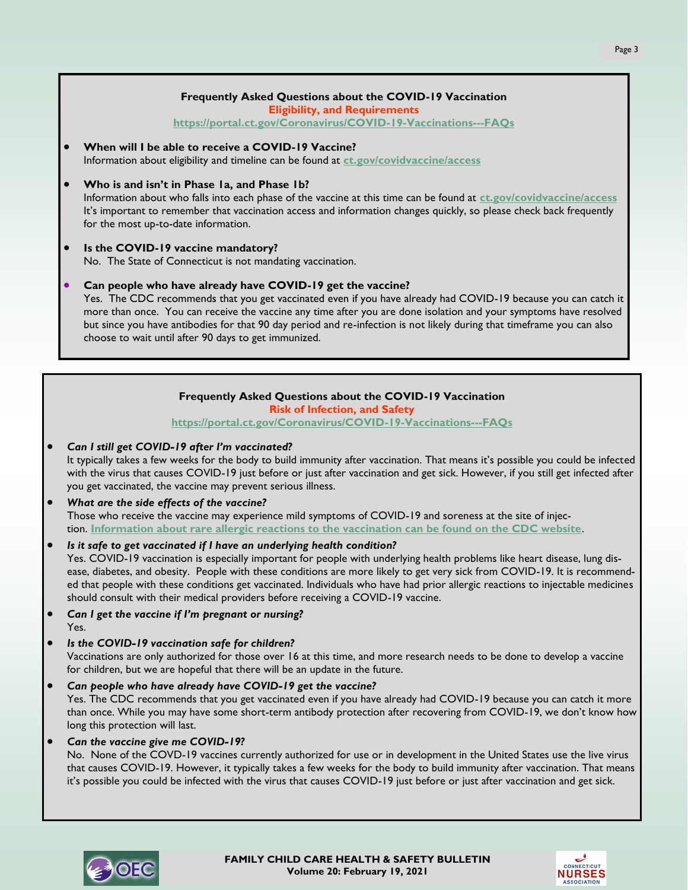**Frequently Asked Questions about the COVID-19 Vaccination**
**Eligibility, and Requirements**
https://portal.ct.gov/Coronavirus/COVID-19-Vaccinations---FAQs

- **When will I be able to receive a COVID-19 Vaccine?**
  Information about eligibility and timeline can be found at ct.gov/covidvaccine/access
- **Who is and isn't in Phase 1a, and Phase 1b?**
  Information about who falls into each phase of the vaccine at this time can be found at ct.gov/covidvaccine/access It's important to remember that vaccination access and information changes quickly, so please check back frequently for the most up-to-date information.
- **Is the COVID-19 vaccine mandatory?**
  No. The State of Connecticut is not mandating vaccination.
- **Can people who have already have COVID-19 get the vaccine?**
  Yes. The CDC recommends that you get vaccinated even if you have already had COVID-19 because you can catch it more than once. You can receive the vaccine any time after you are done isolation and your symptoms have resolved but since you have antibodies for that 90 day period and re-infection is not likely during that timeframe you can also choose to wait until after 90 days to get immunized.

**Frequently Asked Questions about the COVID-19 Vaccination**
**Risk of Infection, and Safety**
https://portal.ct.gov/Coronavirus/COVID-19-Vaccinations---FAQs

- ***Can I still get COVID-19 after I'm vaccinated?***
  It typically takes a few weeks for the body to build immunity after vaccination. That means it's possible you could be infected with the virus that causes COVID-19 just before or just after vaccination and get sick. However, if you still get infected after you get vaccinated, the vaccine may prevent serious illness.
- ***What are the side effects of the vaccine?***
  Those who receive the vaccine may experience mild symptoms of COVID-19 and soreness at the site of injection. Information about rare allergic reactions to the vaccination can be found on the CDC website.
- ***Is it safe to get vaccinated if I have an underlying health condition?***
  Yes. COVID-19 vaccination is especially important for people with underlying health problems like heart disease, lung disease, diabetes, and obesity. People with these conditions are more likely to get very sick from COVID-19. It is recommended that people with these conditions get vaccinated. Individuals who have had prior allergic reactions to injectable medicines should consult with their medical providers before receiving a COVID-19 vaccine.
- ***Can I get the vaccine if I'm pregnant or nursing?***
  Yes.
- ***Is the COVID-19 vaccination safe for children?***
  Vaccinations are only authorized for those over 16 at this time, and more research needs to be done to develop a vaccine for children, but we are hopeful that there will be an update in the future.
- ***Can people who have already have COVID-19 get the vaccine?***
  Yes. The CDC recommends that you get vaccinated even if you have already had COVID-19 because you can catch it more than once. While you may have some short-term antibody protection after recovering from COVID-19, we don't know how long this protection will last.
- ***Can the vaccine give me COVID-19?***
  No. None of the COVD-19 vaccines currently authorized for use or in development in the United States use the live virus that causes COVID-19. However, it typically takes a few weeks for the body to build immunity after vaccination. That means it's possible you could be infected with the virus that causes COVID-19 just before or just after vaccination and get sick.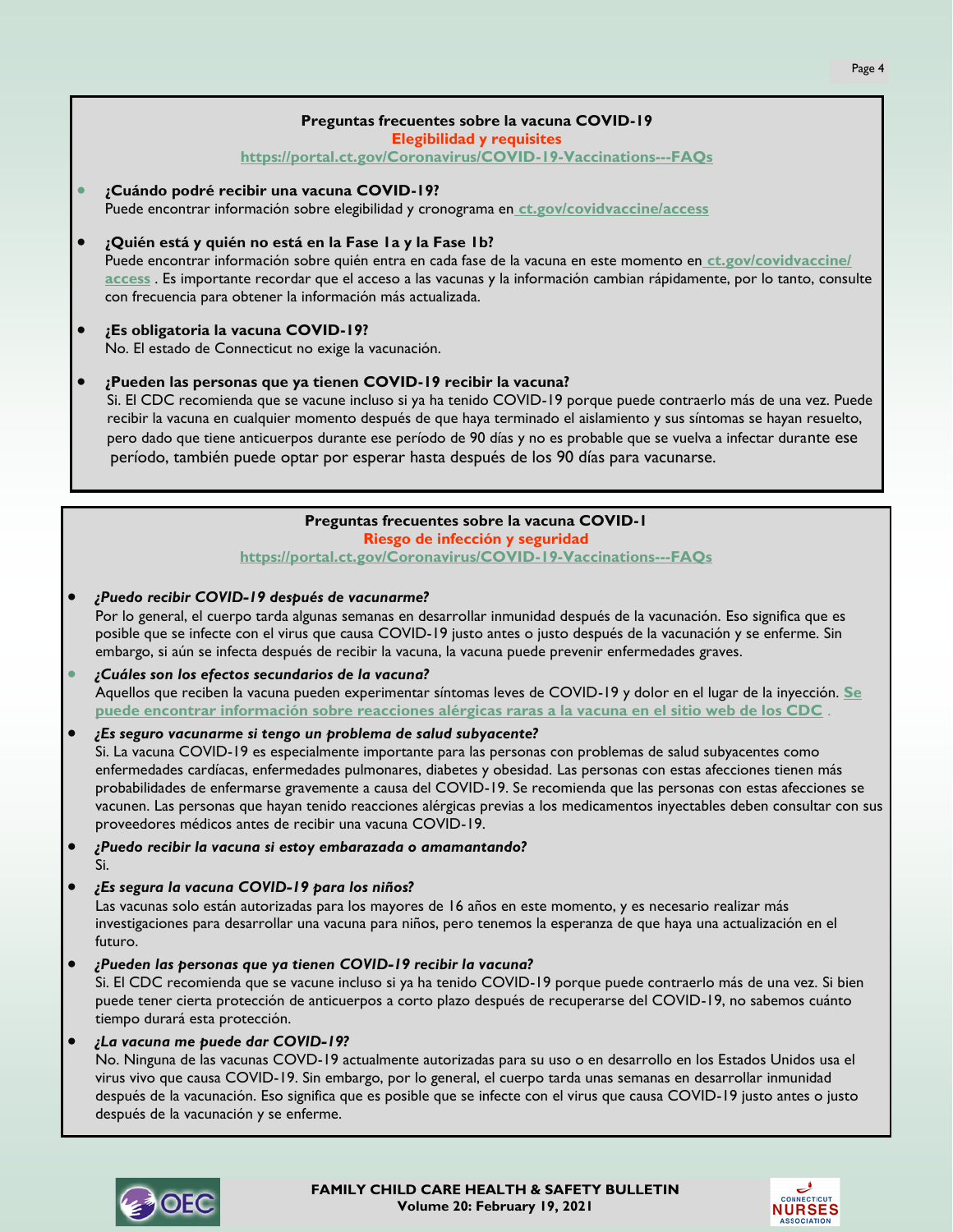## Preguntas frecuentes sobre la vacuna COVID-19

**Elegibilidad y requisites**

https://portal.ct.gov/Coronavirus/COVID-19-Vaccinations---FAQs

- **¿Cuándo podré recibir una vacuna COVID-19?**
  Puede encontrar información sobre elegibilidad y cronograma en ct.gov/covidvaccine/access

- **¿Quién está y quién no está en la Fase 1a y la Fase 1b?**
  Puede encontrar información sobre quién entra en cada fase de la vacuna en este momento en ct.gov/covidvaccine/access . Es importante recordar que el acceso a las vacunas y la información cambian rápidamente, por lo tanto, consulte con frecuencia para obtener la información más actualizada.

- **¿Es obligatoria la vacuna COVID-19?**
  No. El estado de Connecticut no exige la vacunación.

- **¿Pueden las personas que ya tienen COVID-19 recibir la vacuna?**
  Si. El CDC recomienda que se vacune incluso si ya ha tenido COVID-19 porque puede contraerlo más de una vez. Puede recibir la vacuna en cualquier momento después de que haya terminado el aislamiento y sus síntomas se hayan resuelto, pero dado que tiene anticuerpos durante ese período de 90 días y no es probable que se vuelva a infectar durante ese período, también puede optar por esperar hasta después de los 90 días para vacunarse.

## Preguntas frecuentes sobre la vacuna COVID-1

**Riesgo de infección y seguridad**

https://portal.ct.gov/Coronavirus/COVID-19-Vaccinations---FAQs

- ***¿Puedo recibir COVID-19 después de vacunarme?***
  Por lo general, el cuerpo tarda algunas semanas en desarrollar inmunidad después de la vacunación. Eso significa que es posible que se infecte con el virus que causa COVID-19 justo antes o justo después de la vacunación y se enferme. Sin embargo, si aún se infecta después de recibir la vacuna, la vacuna puede prevenir enfermedades graves.
- ***¿Cuáles son los efectos secundarios de la vacuna?***
  Aquellos que reciben la vacuna pueden experimentar síntomas leves de COVID-19 y dolor en el lugar de la inyección. Se puede encontrar información sobre reacciones alérgicas raras a la vacuna en el sitio web de los CDC .
- ***¿Es seguro vacunarme si tengo un problema de salud subyacente?***
  Si. La vacuna COVID-19 es especialmente importante para las personas con problemas de salud subyacentes como enfermedades cardíacas, enfermedades pulmonares, diabetes y obesidad. Las personas con estas afecciones tienen más probabilidades de enfermarse gravemente a causa del COVID-19. Se recomienda que las personas con estas afecciones se vacunen. Las personas que hayan tenido reacciones alérgicas previas a los medicamentos inyectables deben consultar con sus proveedores médicos antes de recibir una vacuna COVID-19.
- ***¿Puedo recibir la vacuna si estoy embarazada o amamantando?***
  Si.
- ***¿Es segura la vacuna COVID-19 para los niños?***
  Las vacunas solo están autorizadas para los mayores de 16 años en este momento, y es necesario realizar más investigaciones para desarrollar una vacuna para niños, pero tenemos la esperanza de que haya una actualización en el futuro.
- ***¿Pueden las personas que ya tienen COVID-19 recibir la vacuna?***
  Si. El CDC recomienda que se vacune incluso si ya ha tenido COVID-19 porque puede contraerlo más de una vez. Si bien puede tener cierta protección de anticuerpos a corto plazo después de recuperarse del COVID-19, no sabemos cuánto tiempo durará esta protección.
- ***¿La vacuna me puede dar COVID-19?***
  No. Ninguna de las vacunas COVD-19 actualmente autorizadas para su uso o en desarrollo en los Estados Unidos usa el virus vivo que causa COVID-19. Sin embargo, por lo general, el cuerpo tarda unas semanas en desarrollar inmunidad después de la vacunación. Eso significa que es posible que se infecte con el virus que causa COVID-19 justo antes o justo después de la vacunación y se enferme.